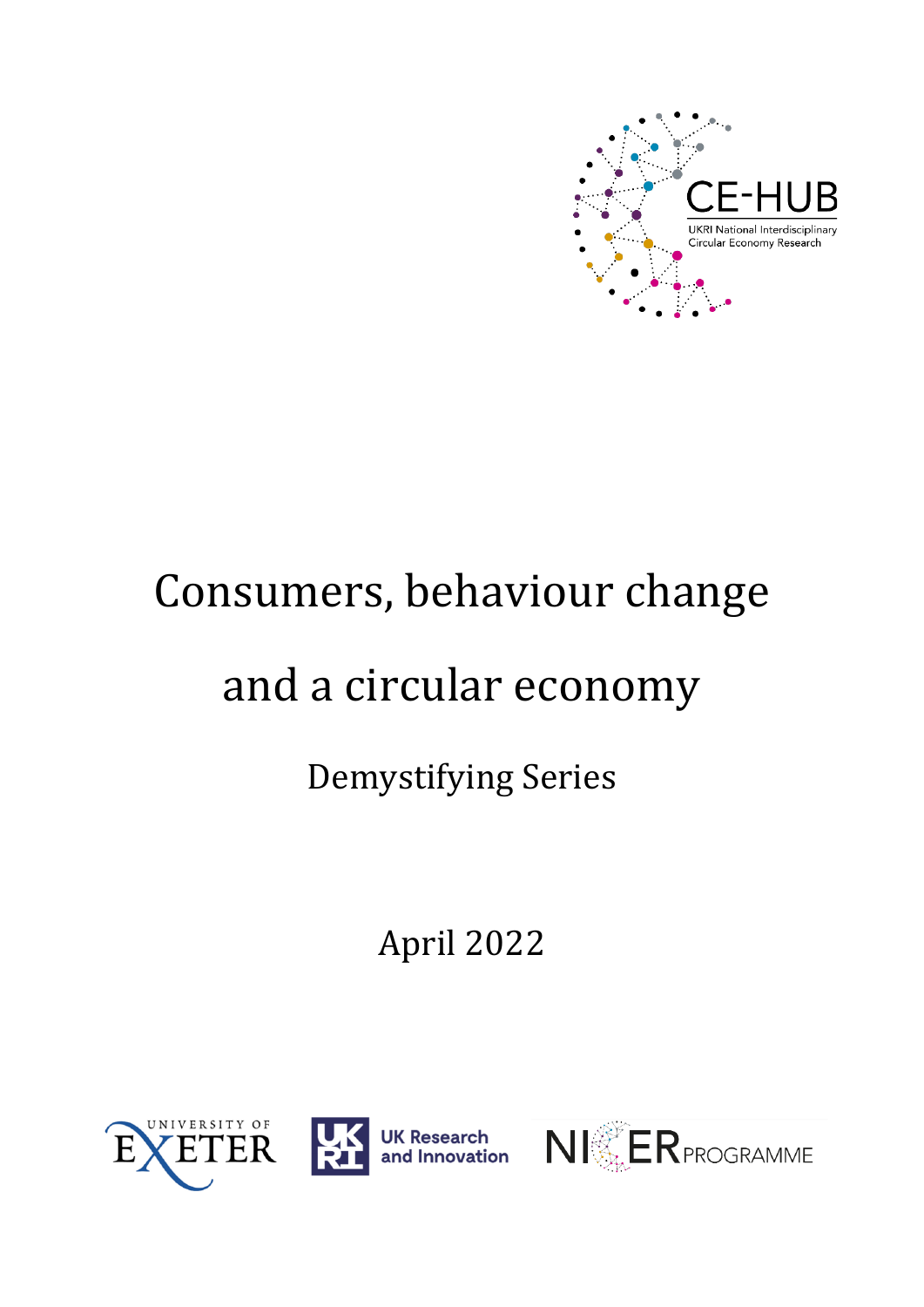CE-HUB

UKRI National Interdisciplinary Circular Economy Research

# Consumers, behaviour change and a circular economy

## Demystifying Series

April 2022

UNIVERSITY OF EXETER

UK Research and Innovation

NICER PROGRAMME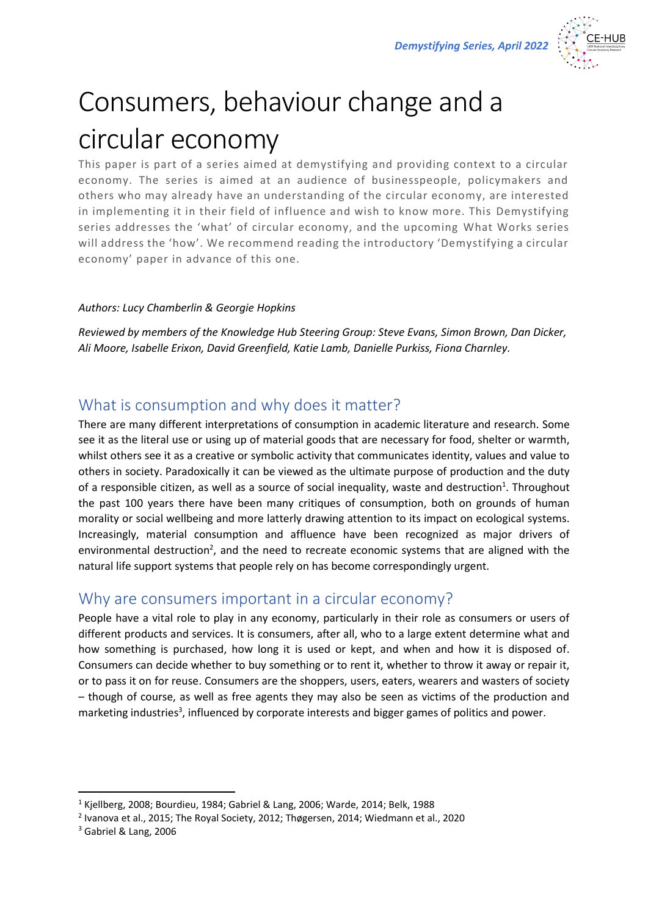# Consumers, behaviour change and a circular economy

This paper is part of a series aimed at demystifying and providing context to a circular economy. The series is aimed at an audience of businesspeople, policymakers and others who may already have an understanding of the circular economy, are interested in implementing it in their field of influence and wish to know more. This Demystifying series addresses the 'what' of circular economy, and the upcoming What Works series will address the 'how'. We recommend reading the introductory 'Demystifying a circular economy' paper in advance of this one.

*Authors: Lucy Chamberlin & Georgie Hopkins*

*Reviewed by members of the Knowledge Hub Steering Group: Steve Evans, Simon Brown, Dan Dicker, Ali Moore, Isabelle Erixon, David Greenfield, Katie Lamb, Danielle Purkiss, Fiona Charnley.*

## What is consumption and why does it matter?

There are many different interpretations of consumption in academic literature and research. Some see it as the literal use or using up of material goods that are necessary for food, shelter or warmth, whilst others see it as a creative or symbolic activity that communicates identity, values and value to others in society. Paradoxically it can be viewed as the ultimate purpose of production and the duty of a responsible citizen, as well as a source of social inequality, waste and destruction[1]. Throughout the past 100 years there have been many critiques of consumption, both on grounds of human morality or social wellbeing and more latterly drawing attention to its impact on ecological systems. Increasingly, material consumption and affluence have been recognized as major drivers of environmental destruction[2], and the need to recreate economic systems that are aligned with the natural life support systems that people rely on has become correspondingly urgent.

## Why are consumers important in a circular economy?

People have a vital role to play in any economy, particularly in their role as consumers or users of different products and services. It is consumers, after all, who to a large extent determine what and how something is purchased, how long it is used or kept, and when and how it is disposed of. Consumers can decide whether to buy something or to rent it, whether to throw it away or repair it, or to pass it on for reuse. Consumers are the shoppers, users, eaters, wearers and wasters of society – though of course, as well as free agents they may also be seen as victims of the production and marketing industries[3], influenced by corporate interests and bigger games of politics and power.

[1] Kjellberg, 2008; Bourdieu, 1984; Gabriel & Lang, 2006; Warde, 2014; Belk, 1988

[2] Ivanova et al., 2015; The Royal Society, 2012; Thøgersen, 2014; Wiedmann et al., 2020

[3] Gabriel & Lang, 2006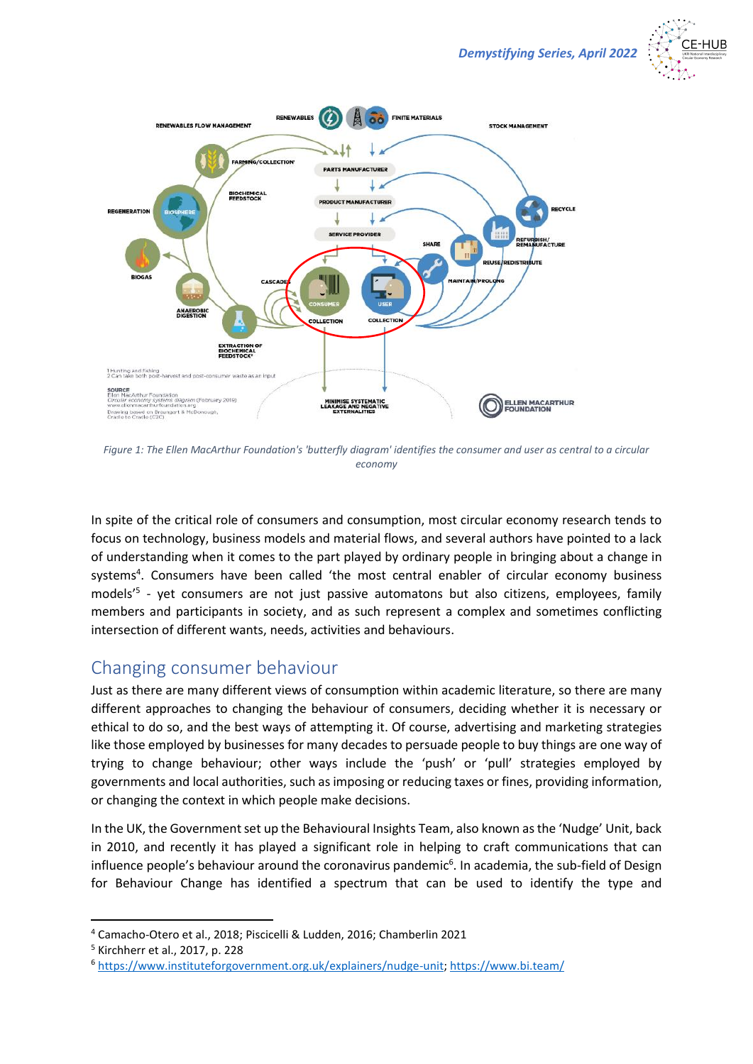Figure 1: The Ellen MacArthur Foundation's 'butterfly diagram' identifies the consumer and user as central to a circular economy

In spite of the critical role of consumers and consumption, most circular economy research tends to focus on technology, business models and material flows, and several authors have pointed to a lack of understanding when it comes to the part played by ordinary people in bringing about a change in systems[4]. Consumers have been called 'the most central enabler of circular economy business models'[5] - yet consumers are not just passive automatons but also citizens, employees, family members and participants in society, and as such represent a complex and sometimes conflicting intersection of different wants, needs, activities and behaviours.

## Changing consumer behaviour

Just as there are many different views of consumption within academic literature, so there are many different approaches to changing the behaviour of consumers, deciding whether it is necessary or ethical to do so, and the best ways of attempting it. Of course, advertising and marketing strategies like those employed by businesses for many decades to persuade people to buy things are one way of trying to change behaviour; other ways include the 'push' or 'pull' strategies employed by governments and local authorities, such as imposing or reducing taxes or fines, providing information, or changing the context in which people make decisions.

In the UK, the Government set up the Behavioural Insights Team, also known as the 'Nudge' Unit, back in 2010, and recently it has played a significant role in helping to craft communications that can influence people's behaviour around the coronavirus pandemic[6]. In academia, the sub-field of Design for Behaviour Change has identified a spectrum that can be used to identify the type and

[4] Camacho-Otero et al., 2018; Piscicelli & Ludden, 2016; Chamberlin 2021

[5] Kirchherr et al., 2017, p. 228

[6] https://www.instituteforgovernment.org.uk/explainers/nudge-unit; https://www.bi.team/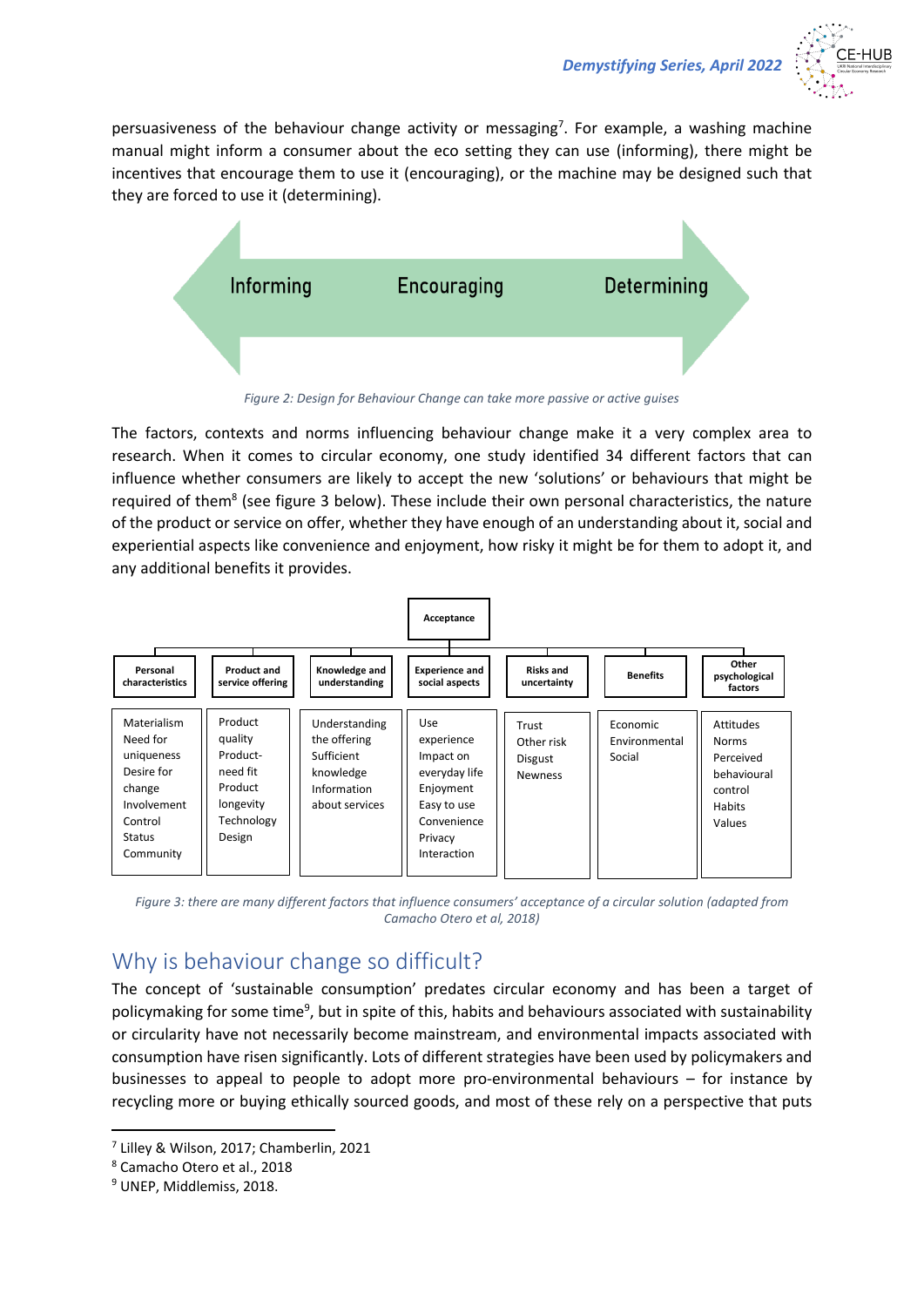persuasiveness of the behaviour change activity or messaging[7]. For example, a washing machine manual might inform a consumer about the eco setting they can use (informing), there might be incentives that encourage them to use it (encouraging), or the machine may be designed such that they are forced to use it (determining).

Informing — Encouraging — Determining

*Figure 2: Design for Behaviour Change can take more passive or active guises*

The factors, contexts and norms influencing behaviour change make it a very complex area to research. When it comes to circular economy, one study identified 34 different factors that can influence whether consumers are likely to accept the new 'solutions' or behaviours that might be required of them[8] (see figure 3 below). These include their own personal characteristics, the nature of the product or service on offer, whether they have enough of an understanding about it, social and experiential aspects like convenience and enjoyment, how risky it might be for them to adopt it, and any additional benefits it provides.

**Acceptance**

| Personal characteristics | Product and service offering | Knowledge and understanding | Experience and social aspects | Risks and uncertainty | Benefits | Other psychological factors |
|---|---|---|---|---|---|---|
| Materialism<br>Need for uniqueness<br>Desire for change<br>Involvement<br>Control<br>Status<br>Community | Product quality<br>Product-need fit<br>Product longevity<br>Technology<br>Design | Understanding the offering<br>Sufficient knowledge<br>Information about services | Use experience<br>Impact on everyday life<br>Enjoyment<br>Easy to use<br>Convenience<br>Privacy<br>Interaction | Trust<br>Other risk<br>Disgust<br>Newness | Economic<br>Environmental<br>Social | Attitudes<br>Norms<br>Perceived behavioural control<br>Habits<br>Values |

*Figure 3: there are many different factors that influence consumers' acceptance of a circular solution (adapted from Camacho Otero et al, 2018)*

## Why is behaviour change so difficult?

The concept of 'sustainable consumption' predates circular economy and has been a target of policymaking for some time[9], but in spite of this, habits and behaviours associated with sustainability or circularity have not necessarily become mainstream, and environmental impacts associated with consumption have risen significantly. Lots of different strategies have been used by policymakers and businesses to appeal to people to adopt more pro-environmental behaviours – for instance by recycling more or buying ethically sourced goods, and most of these rely on a perspective that puts

---

[7] Lilley & Wilson, 2017; Chamberlin, 2021

[8] Camacho Otero et al., 2018

[9] UNEP, Middlemiss, 2018.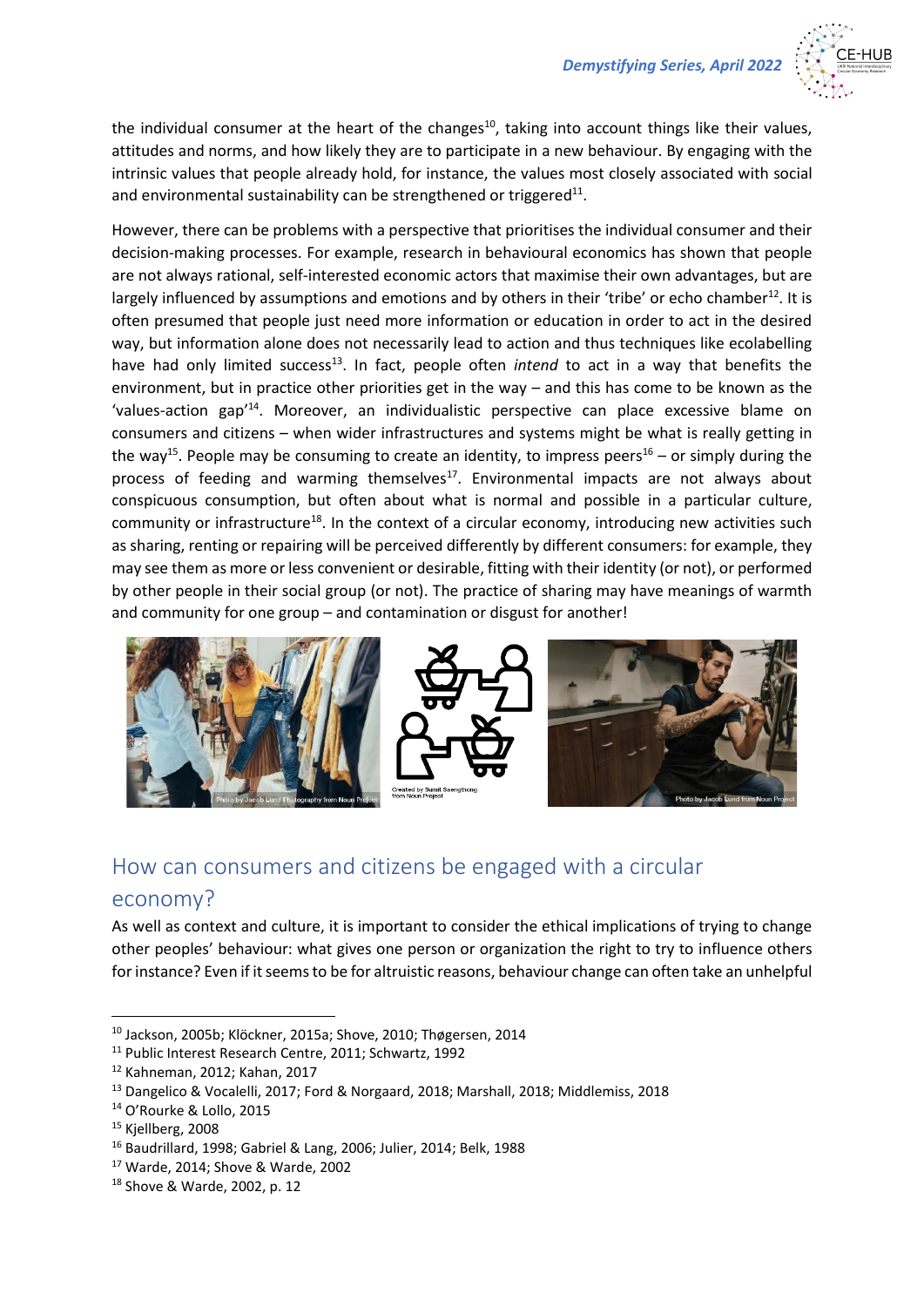the individual consumer at the heart of the changes[10], taking into account things like their values, attitudes and norms, and how likely they are to participate in a new behaviour. By engaging with the intrinsic values that people already hold, for instance, the values most closely associated with social and environmental sustainability can be strengthened or triggered[11].

However, there can be problems with a perspective that prioritises the individual consumer and their decision-making processes. For example, research in behavioural economics has shown that people are not always rational, self-interested economic actors that maximise their own advantages, but are largely influenced by assumptions and emotions and by others in their 'tribe' or echo chamber[12]. It is often presumed that people just need more information or education in order to act in the desired way, but information alone does not necessarily lead to action and thus techniques like ecolabelling have had only limited success[13]. In fact, people often *intend* to act in a way that benefits the environment, but in practice other priorities get in the way – and this has come to be known as the 'values-action gap'[14]. Moreover, an individualistic perspective can place excessive blame on consumers and citizens – when wider infrastructures and systems might be what is really getting in the way[15]. People may be consuming to create an identity, to impress peers[16] – or simply during the process of feeding and warming themselves[17]. Environmental impacts are not always about conspicuous consumption, but often about what is normal and possible in a particular culture, community or infrastructure[18]. In the context of a circular economy, introducing new activities such as sharing, renting or repairing will be perceived differently by different consumers: for example, they may see them as more or less convenient or desirable, fitting with their identity (or not), or performed by other people in their social group (or not). The practice of sharing may have meanings of warmth and community for one group – and contamination or disgust for another!

Photo by Jacob Lund Photography from Noun Project

Created by Sumit Saengthong from Noun Project

Photo by Jacob Lund from Noun Project

## How can consumers and citizens be engaged with a circular economy?

As well as context and culture, it is important to consider the ethical implications of trying to change other peoples' behaviour: what gives one person or organization the right to try to influence others for instance? Even if it seems to be for altruistic reasons, behaviour change can often take an unhelpful

---

[10] Jackson, 2005b; Klöckner, 2015a; Shove, 2010; Thøgersen, 2014

[11] Public Interest Research Centre, 2011; Schwartz, 1992

[12] Kahneman, 2012; Kahan, 2017

[13] Dangelico & Vocalelli, 2017; Ford & Norgaard, 2018; Marshall, 2018; Middlemiss, 2018

[14] O'Rourke & Lollo, 2015

[15] Kjellberg, 2008

[16] Baudrillard, 1998; Gabriel & Lang, 2006; Julier, 2014; Belk, 1988

[17] Warde, 2014; Shove & Warde, 2002

[18] Shove & Warde, 2002, p. 12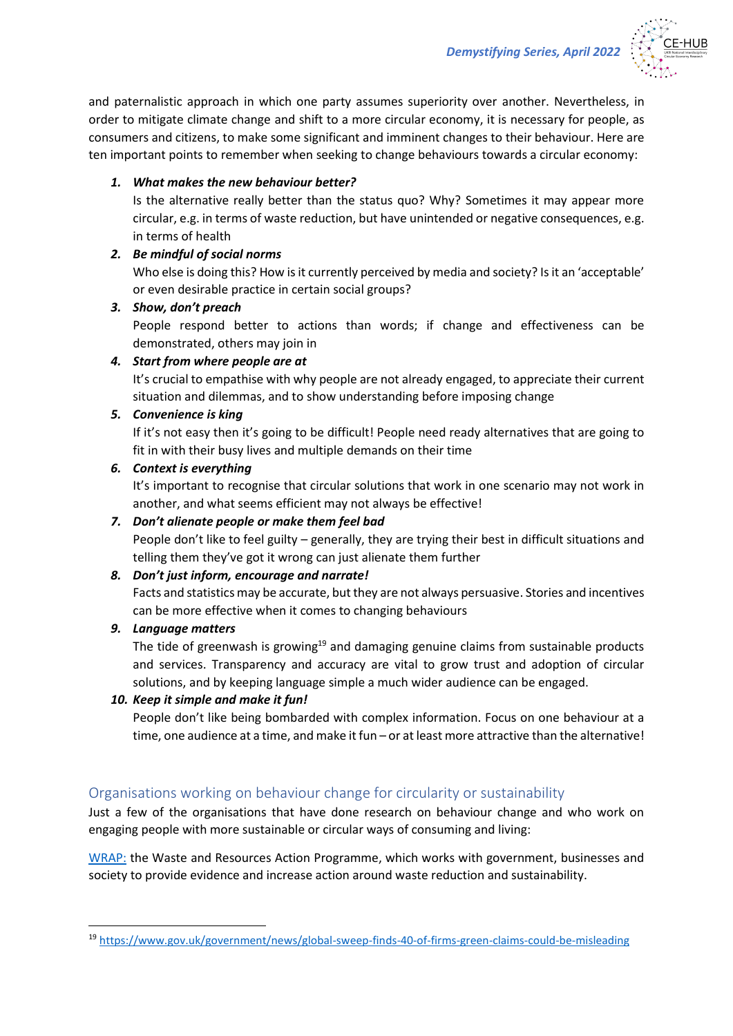and paternalistic approach in which one party assumes superiority over another. Nevertheless, in order to mitigate climate change and shift to a more circular economy, it is necessary for people, as consumers and citizens, to make some significant and imminent changes to their behaviour. Here are ten important points to remember when seeking to change behaviours towards a circular economy:

1. ***What makes the new behaviour better?***
   Is the alternative really better than the status quo? Why? Sometimes it may appear more circular, e.g. in terms of waste reduction, but have unintended or negative consequences, e.g. in terms of health
2. ***Be mindful of social norms***
   Who else is doing this? How is it currently perceived by media and society? Is it an 'acceptable' or even desirable practice in certain social groups?
3. ***Show, don't preach***
   People respond better to actions than words; if change and effectiveness can be demonstrated, others may join in
4. ***Start from where people are at***
   It's crucial to empathise with why people are not already engaged, to appreciate their current situation and dilemmas, and to show understanding before imposing change
5. ***Convenience is king***
   If it's not easy then it's going to be difficult! People need ready alternatives that are going to fit in with their busy lives and multiple demands on their time
6. ***Context is everything***
   It's important to recognise that circular solutions that work in one scenario may not work in another, and what seems efficient may not always be effective!
7. ***Don't alienate people or make them feel bad***
   People don't like to feel guilty – generally, they are trying their best in difficult situations and telling them they've got it wrong can just alienate them further
8. ***Don't just inform, encourage and narrate!***
   Facts and statistics may be accurate, but they are not always persuasive. Stories and incentives can be more effective when it comes to changing behaviours
9. ***Language matters***
   The tide of greenwash is growing[19] and damaging genuine claims from sustainable products and services. Transparency and accuracy are vital to grow trust and adoption of circular solutions, and by keeping language simple a much wider audience can be engaged.
10. ***Keep it simple and make it fun!***
    People don't like being bombarded with complex information. Focus on one behaviour at a time, one audience at a time, and make it fun – or at least more attractive than the alternative!

## Organisations working on behaviour change for circularity or sustainability

Just a few of the organisations that have done research on behaviour change and who work on engaging people with more sustainable or circular ways of consuming and living:

WRAP: the Waste and Resources Action Programme, which works with government, businesses and society to provide evidence and increase action around waste reduction and sustainability.

[19] https://www.gov.uk/government/news/global-sweep-finds-40-of-firms-green-claims-could-be-misleading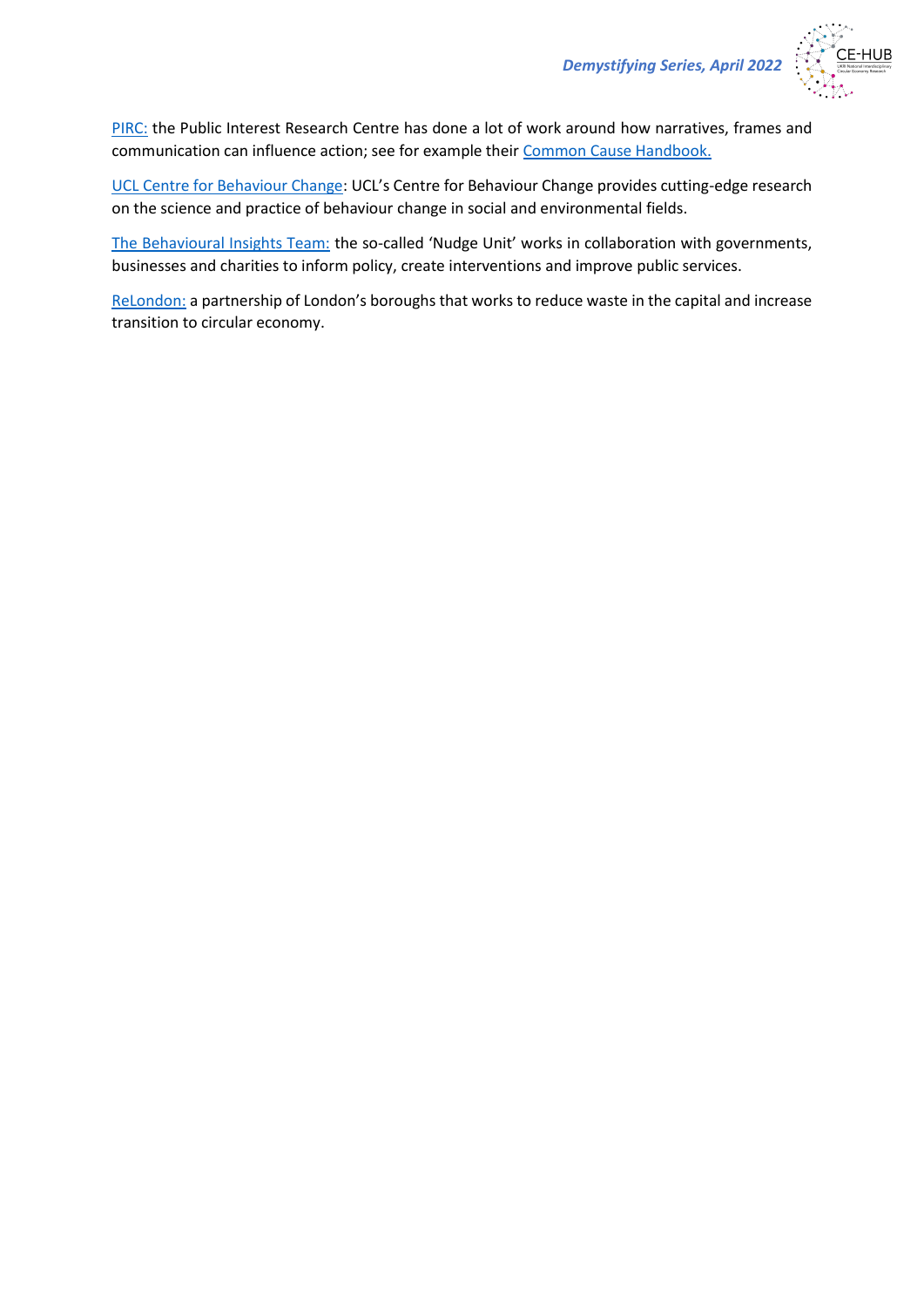PIRC: the Public Interest Research Centre has done a lot of work around how narratives, frames and communication can influence action; see for example their Common Cause Handbook.

UCL Centre for Behaviour Change: UCL's Centre for Behaviour Change provides cutting-edge research on the science and practice of behaviour change in social and environmental fields.

The Behavioural Insights Team: the so-called 'Nudge Unit' works in collaboration with governments, businesses and charities to inform policy, create interventions and improve public services.

ReLondon: a partnership of London's boroughs that works to reduce waste in the capital and increase transition to circular economy.